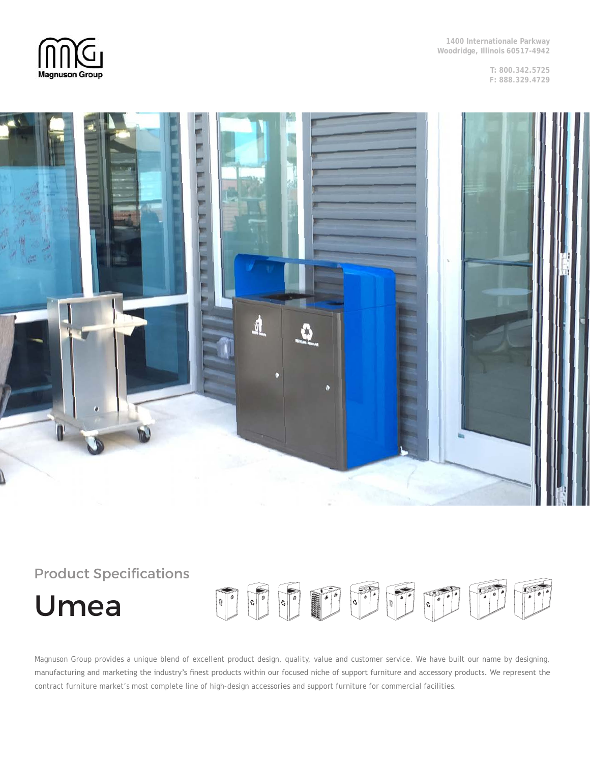Magnuson Group

1400 Internationale Parkway
Woodridge, Illinois 60517-4942

T: 800.342.5725
F: 888.329.4729

## Product Specifications

# Umea

Magnuson Group provides a unique blend of excellent product design, quality, value and customer service. We have built our name by designing, manufacturing and marketing the industry's finest products within our focused niche of support furniture and accessory products. We represent the contract furniture market's most complete line of high-design accessories and support furniture for commercial facilities.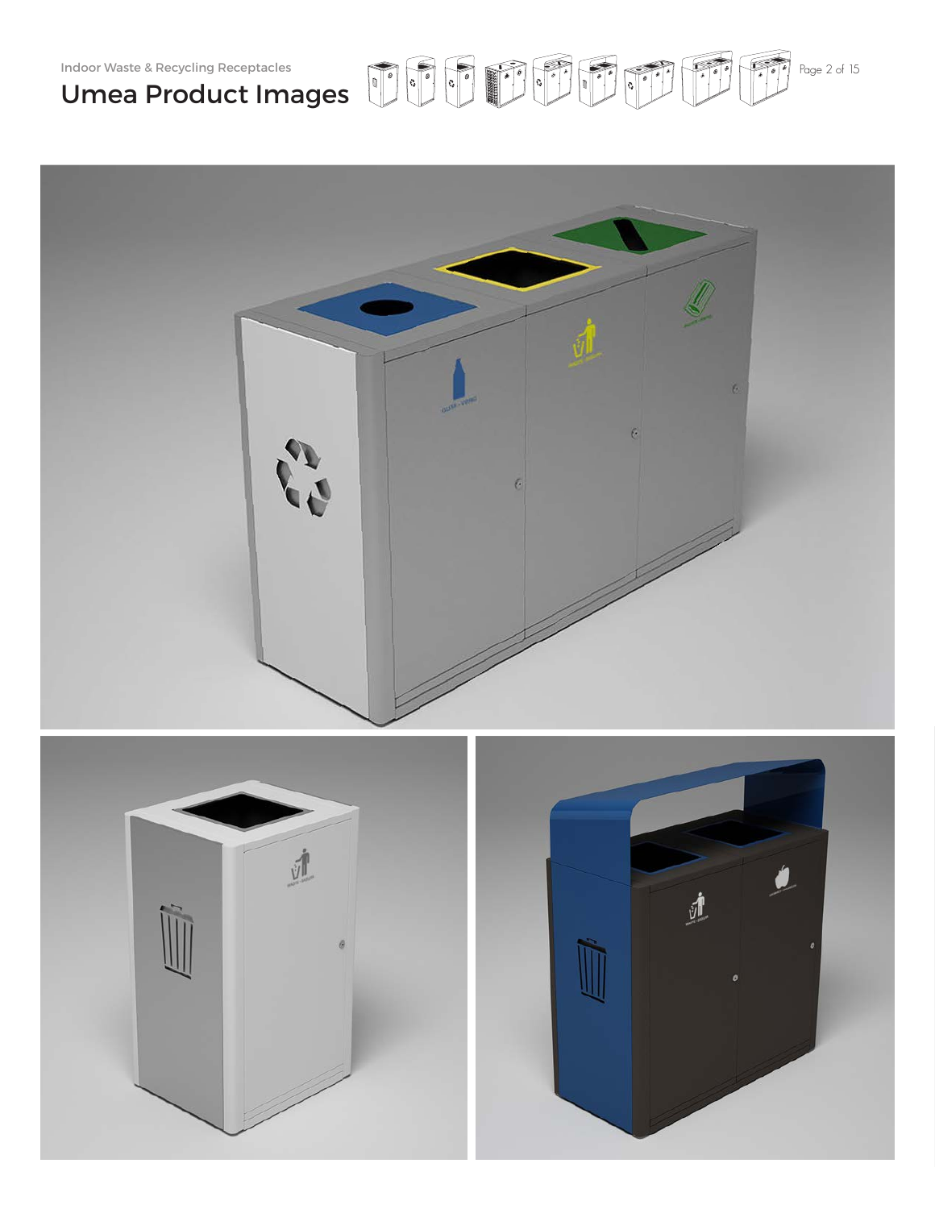Indoor Waste & Recycling Receptacles

# Umea Product Images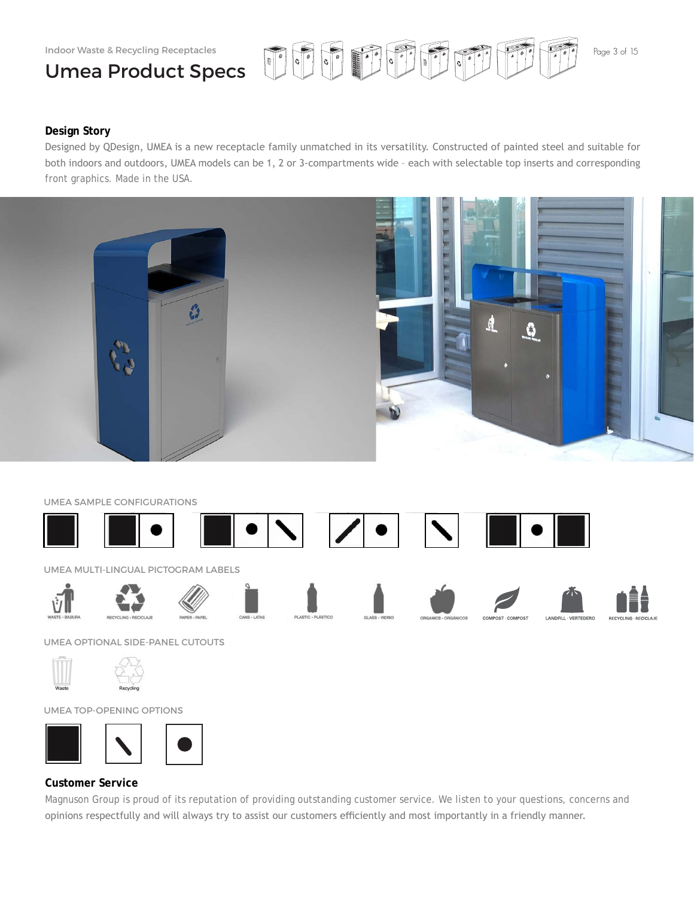Indoor Waste & Recycling Receptacles

# Umea Product Specs

## Design Story

Designed by QDesign, UMEA is a new receptacle family unmatched in its versatility. Constructed of painted steel and suitable for both indoors and outdoors, UMEA models can be 1, 2 or 3-compartments wide – each with selectable top inserts and corresponding front graphics. Made in the USA.

UMEA SAMPLE CONFIGURATIONS

UMEA MULTI-LINGUAL PICTOGRAM LABELS

WASTE · BASURA

RECYCLING · RECICLAJE

PAPER · PAPEL

CANS · LATAS

PLASTIC · PLÁSTICO

GLASS · VIDRIO

ORGANICS · ORGÁNICOS

COMPOST · COMPOST

LANDFILL · VERTEDERO

RECYCLING · RECICLAJE

UMEA OPTIONAL SIDE-PANEL CUTOUTS

Waste

Recycling

UMEA TOP-OPENING OPTIONS

## Customer Service

Magnuson Group is proud of its reputation of providing outstanding customer service. We listen to your questions, concerns and opinions respectfully and will always try to assist our customers efficiently and most importantly in a friendly manner.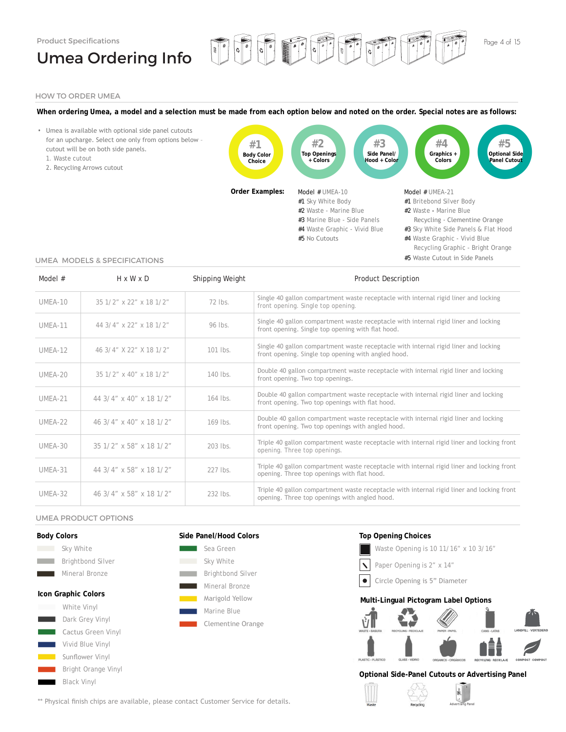Product Specifications

# Umea Ordering Info

## HOW TO ORDER UMEA

**When ordering Umea, a model and a selection must be made from each option below and noted on the order. Special notes are as follows:**

- Umea is available with optional side panel cutouts for an upcharge. Select one only from options below - cutout will be on both side panels.
  1. Waste cutout
  2. Recycling Arrows cutout

**#1** Body Color Choice | **#2** Top Openings + Colors | **#3** Side Panel/ Hood + Color | **#4** Graphics + Colors | **#5** Optional Side Panel Cutout

**Order Examples:**

Model # UMEA-10
#1 Sky White Body
#2 Waste - Marine Blue
#3 Marine Blue - Side Panels
#4 Waste Graphic - Vivid Blue
#5 No Cutouts

Model # UMEA-21
#1 Britebond Silver Body
#2 Waste - Marine Blue
Recycling - Clementine Orange
#3 Sky White Side Panels & Flat Hood
#4 Waste Graphic - Vivid Blue
Recycling Graphic - Bright Orange
#5 Waste Cutout in Side Panels

## UMEA MODELS & SPECIFICATIONS

| Model # | H x W x D | Shipping Weight | Product Description |
|---|---|---|---|
| UMEA-10 | 35 1/2" x 22" x 18 1/2" | 72 lbs. | Single 40 gallon compartment waste receptacle with internal rigid liner and locking front opening. Single top opening. |
| UMEA-11 | 44 3/4" x 22" x 18 1/2" | 96 lbs. | Single 40 gallon compartment waste receptacle with internal rigid liner and locking front opening. Single top opening with flat hood. |
| UMEA-12 | 46 3/4" X 22" X 18 1/2" | 101 lbs. | Single 40 gallon compartment waste receptacle with internal rigid liner and locking front opening. Single top opening with angled hood. |
| UMEA-20 | 35 1/2" x 40" x 18 1/2" | 140 lbs. | Double 40 gallon compartment waste receptacle with internal rigid liner and locking front opening. Two top openings. |
| UMEA-21 | 44 3/4" x 40" x 18 1/2" | 164 lbs. | Double 40 gallon compartment waste receptacle with internal rigid liner and locking front opening. Two top openings with flat hood. |
| UMEA-22 | 46 3/4" x 40" x 18 1/2" | 169 lbs. | Double 40 gallon compartment waste receptacle with internal rigid liner and locking front opening. Two top openings with angled hood. |
| UMEA-30 | 35 1/2" x 58" x 18 1/2" | 203 lbs. | Triple 40 gallon compartment waste receptacle with internal rigid liner and locking front opening. Three top openings. |
| UMEA-31 | 44 3/4" x 58" x 18 1/2" | 227 lbs. | Triple 40 gallon compartment waste receptacle with internal rigid liner and locking front opening. Three top openings with flat hood. |
| UMEA-32 | 46 3/4" x 58" x 18 1/2" | 232 lbs. | Triple 40 gallon compartment waste receptacle with internal rigid liner and locking front opening. Three top openings with angled hood. |

## UMEA PRODUCT OPTIONS

**Body Colors**
- Sky White
- Brightbond Silver
- Mineral Bronze

**Icon Graphic Colors**
- White Vinyl
- Dark Grey Vinyl
- Cactus Green Vinyl
- Vivid Blue Vinyl
- Sunflower Vinyl
- Bright Orange Vinyl
- Black Vinyl

**Side Panel/Hood Colors**
- Sea Green
- Sky White
- Brightbond Silver
- Mineral Bronze
- Marigold Yellow
- Marine Blue
- Clementine Orange

**Top Opening Choices**
- Waste Opening is 10 11/16" x 10 3/16"
- Paper Opening is 2" x 14"
- Circle Opening is 5" Diameter

**Multi-Lingual Pictogram Label Options**

WASTE · BASURA, RECYCLING · RECICLAJE, PAPER · PAPEL, CANS · LATAS, LANDFILL · VERTEDERO, PLASTIC · PLÁSTICO, GLASS · VIDRIO, ORGANICS · ORGÁNICOS, RECYCLING · RECICLAJE, COMPOST · COMPOST

**Optional Side-Panel Cutouts or Advertising Panel**

Waste, Recycling, Advertising Panel

** Physical finish chips are available, please contact Customer Service for details.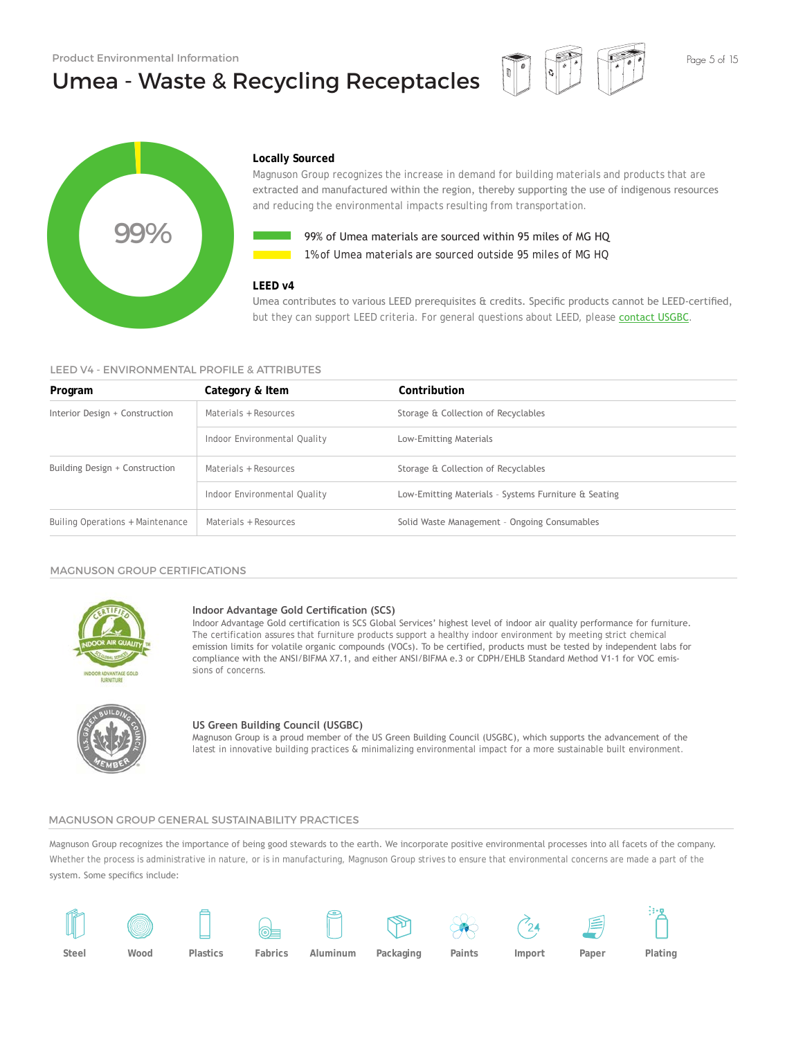Product Environmental Information

# Umea - Waste & Recycling Receptacles

99%

### Locally Sourced

Magnuson Group recognizes the increase in demand for building materials and products that are extracted and manufactured within the region, thereby supporting the use of indigenous resources and reducing the environmental impacts resulting from transportation.

- 99% of Umea materials are sourced within 95 miles of MG HQ
- 1% of Umea materials are sourced outside 95 miles of MG HQ

### LEED v4

Umea contributes to various LEED prerequisites & credits. Specific products cannot be LEED-certified, but they can support LEED criteria. For general questions about LEED, please contact USGBC.

## LEED V4 - ENVIRONMENTAL PROFILE & ATTRIBUTES

| Program | Category & Item | Contribution |
|---|---|---|
| Interior Design + Construction | Materials + Resources | Storage & Collection of Recyclables |
| | Indoor Environmental Quality | Low-Emitting Materials |
| Building Design + Construction | Materials + Resources | Storage & Collection of Recyclables |
| | Indoor Environmental Quality | Low-Emitting Materials - Systems Furniture & Seating |
| Builing Operations + Maintenance | Materials + Resources | Solid Waste Management - Ongoing Consumables |

## MAGNUSON GROUP CERTIFICATIONS

### Indoor Advantage Gold Certification (SCS)

Indoor Advantage Gold certification is SCS Global Services' highest level of indoor air quality performance for furniture. The certification assures that furniture products support a healthy indoor environment by meeting strict chemical emission limits for volatile organic compounds (VOCs). To be certified, products must be tested by independent labs for compliance with the ANSI/BIFMA X7.1, and either ANSI/BIFMA e.3 or CDPH/EHLB Standard Method V1-1 for VOC emissions of concerns.

### US Green Building Council (USGBC)

Magnuson Group is a proud member of the US Green Building Council (USGBC), which supports the advancement of the latest in innovative building practices & minimalizing environmental impact for a more sustainable built environment.

## MAGNUSON GROUP GENERAL SUSTAINABILITY PRACTICES

Magnuson Group recognizes the importance of being good stewards to the earth. We incorporate positive environmental processes into all facets of the company. Whether the process is administrative in nature, or is in manufacturing, Magnuson Group strives to ensure that environmental concerns are made a part of the system. Some specifics include:

Steel | Wood | Plastics | Fabrics | Aluminum | Packaging | Paints | Import | Paper | Plating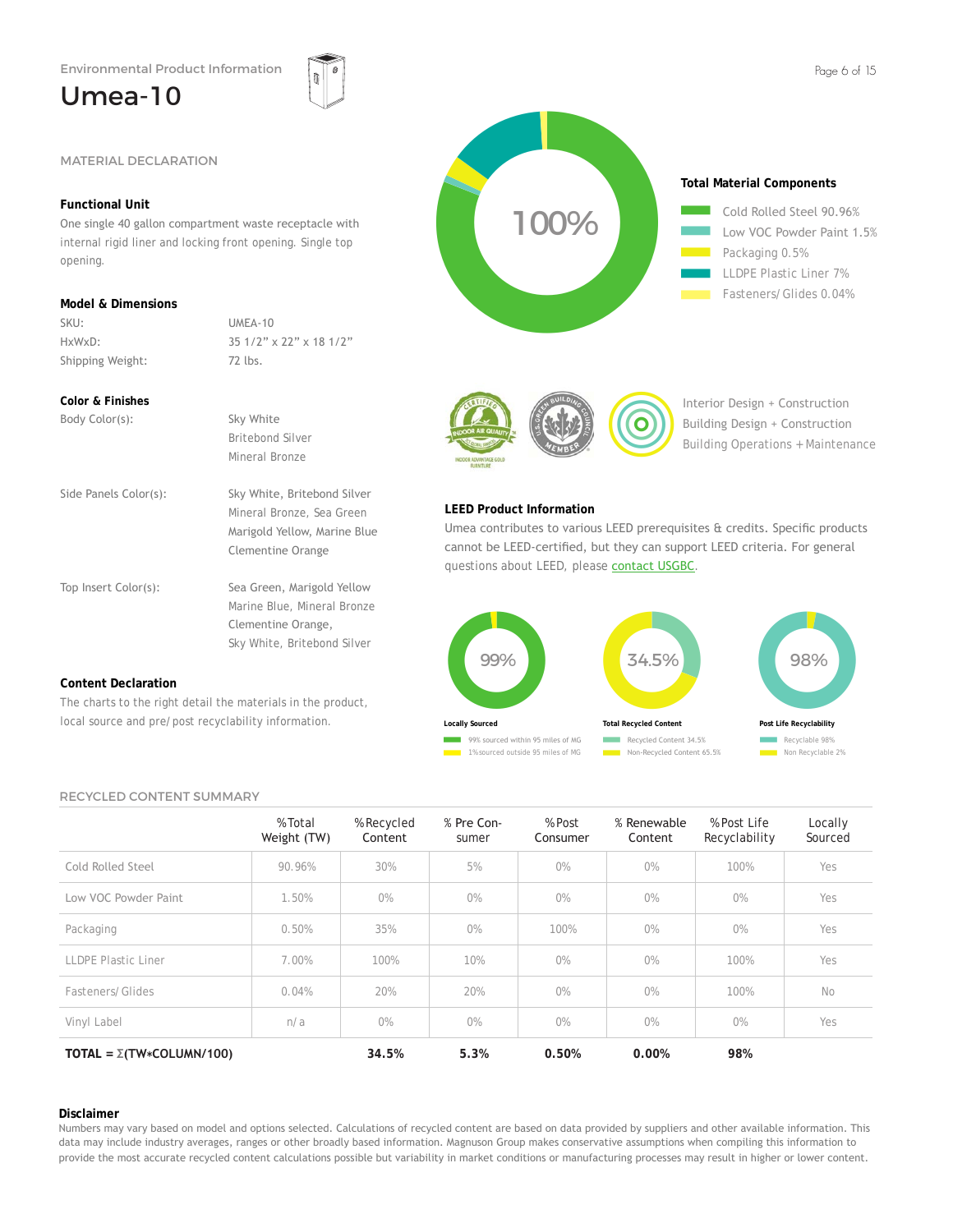Environmental Product Information

# Umea-10

## MATERIAL DECLARATION

### Functional Unit

One single 40 gallon compartment waste receptacle with internal rigid liner and locking front opening. Single top opening.

### Model & Dimensions

| | |
|---|---|
| SKU: | UMEA-10 |
| HxWxD: | 35 1/2" x 22" x 18 1/2" |
| Shipping Weight: | 72 lbs. |

### Color & Finishes

| | |
|---|---|
| Body Color(s): | Sky White<br>Britebond Silver<br>Mineral Bronze |
| Side Panels Color(s): | Sky White, Britebond Silver<br>Mineral Bronze, Sea Green<br>Marigold Yellow, Marine Blue<br>Clementine Orange |
| Top Insert Color(s): | Sea Green, Marigold Yellow<br>Marine Blue, Mineral Bronze<br>Clementine Orange,<br>Sky White, Britebond Silver |

### Content Declaration

The charts to the right detail the materials in the product, local source and pre/post recyclability information.

100%

### Total Material Components

- Cold Rolled Steel 90.96%
- Low VOC Powder Paint 1.5%
- Packaging 0.5%
- LLDPE Plastic Liner 7%
- Fasteners/Glides 0.04%

Interior Design + Construction
Building Design + Construction
Building Operations + Maintenance

### LEED Product Information

Umea contributes to various LEED prerequisites & credits. Specific products cannot be LEED-certified, but they can support LEED criteria. For general questions about LEED, please contact USGBC.

99%

**Locally Sourced**

- 99% sourced within 95 miles of MG
- 1% sourced outside 95 miles of MG

34.5%

**Total Recycled Content**

- Recycled Content 34.5%
- Non-Recycled Content 65.5%

98%

**Post Life Recyclability**

- Recyclable 98%
- Non Recyclable 2%

## RECYCLED CONTENT SUMMARY

| | %Total Weight (TW) | %Recycled Content | % Pre Consumer | %Post Consumer | % Renewable Content | %Post Life Recyclability | Locally Sourced |
|---|---|---|---|---|---|---|---|
| Cold Rolled Steel | 90.96% | 30% | 5% | 0% | 0% | 100% | Yes |
| Low VOC Powder Paint | 1.50% | 0% | 0% | 0% | 0% | 0% | Yes |
| Packaging | 0.50% | 35% | 0% | 100% | 0% | 0% | Yes |
| LLDPE Plastic Liner | 7.00% | 100% | 10% | 0% | 0% | 100% | Yes |
| Fasteners/Glides | 0.04% | 20% | 20% | 0% | 0% | 100% | No |
| Vinyl Label | n/a | 0% | 0% | 0% | 0% | 0% | Yes |
| **TOTAL = Σ(TW*COLUMN/100)** | | **34.5%** | **5.3%** | **0.50%** | **0.00%** | **98%** | |

### Disclaimer

Numbers may vary based on model and options selected. Calculations of recycled content are based on data provided by suppliers and other available information. This data may include industry averages, ranges or other broadly based information. Magnuson Group makes conservative assumptions when compiling this information to provide the most accurate recycled content calculations possible but variability in market conditions or manufacturing processes may result in higher or lower content.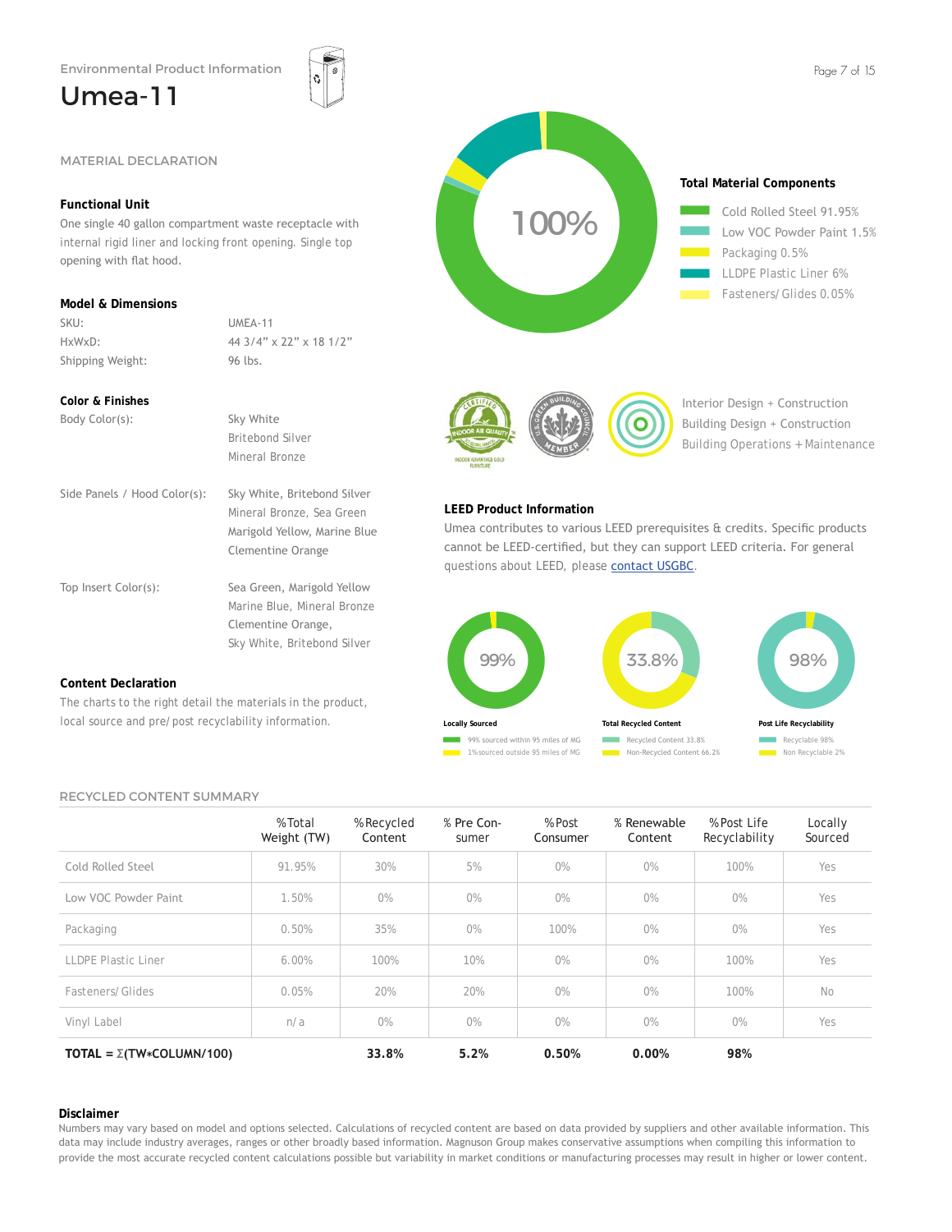Environmental Product Information

# Umea-11

## MATERIAL DECLARATION

### Functional Unit

One single 40 gallon compartment waste receptacle with internal rigid liner and locking front opening. Single top opening with flat hood.

### Model & Dimensions

| | |
|---|---|
| SKU: | UMEA-11 |
| HxWxD: | 44 3/4" x 22" x 18 1/2" |
| Shipping Weight: | 96 lbs. |

### Color & Finishes

| | |
|---|---|
| Body Color(s): | Sky White<br>Britebond Silver<br>Mineral Bronze |
| Side Panels / Hood Color(s): | Sky White, Britebond Silver<br>Mineral Bronze, Sea Green<br>Marigold Yellow, Marine Blue<br>Clementine Orange |
| Top Insert Color(s): | Sea Green, Marigold Yellow<br>Marine Blue, Mineral Bronze<br>Clementine Orange,<br>Sky White, Britebond Silver |

### Content Declaration

The charts to the right detail the materials in the product, local source and pre/post recyclability information.

100%

### Total Material Components

- Cold Rolled Steel 91.95%
- Low VOC Powder Paint 1.5%
- Packaging 0.5%
- LLDPE Plastic Liner 6%
- Fasteners/Glides 0.05%

CERTIFIED INDOOR AIR QUALITY — INDOOR ADVANTAGE GOLD FURNITURE

U.S. GREEN BUILDING COUNCIL MEMBER

Interior Design + Construction
Building Design + Construction
Building Operations + Maintenance

### LEED Product Information

Umea contributes to various LEED prerequisites & credits. Specific products cannot be LEED-certified, but they can support LEED criteria. For general questions about LEED, please contact USGBC.

99% — **Locally Sourced**
- 99% sourced within 95 miles of MG
- 1% sourced outside 95 miles of MG

33.8% — **Total Recycled Content**
- Recycled Content 33.8%
- Non-Recycled Content 66.2%

98% — **Post Life Recyclability**
- Recyclable 98%
- Non Recyclable 2%

## RECYCLED CONTENT SUMMARY

| | %Total Weight (TW) | %Recycled Content | % Pre Consumer | %Post Consumer | % Renewable Content | %Post Life Recyclability | Locally Sourced |
|---|---|---|---|---|---|---|---|
| Cold Rolled Steel | 91.95% | 30% | 5% | 0% | 0% | 100% | Yes |
| Low VOC Powder Paint | 1.50% | 0% | 0% | 0% | 0% | 0% | Yes |
| Packaging | 0.50% | 35% | 0% | 100% | 0% | 0% | Yes |
| LLDPE Plastic Liner | 6.00% | 100% | 10% | 0% | 0% | 100% | Yes |
| Fasteners/Glides | 0.05% | 20% | 20% | 0% | 0% | 100% | No |
| Vinyl Label | n/a | 0% | 0% | 0% | 0% | 0% | Yes |
| **TOTAL = Σ(TW*COLUMN/100)** | | **33.8%** | **5.2%** | **0.50%** | **0.00%** | **98%** | |

### Disclaimer

Numbers may vary based on model and options selected. Calculations of recycled content are based on data provided by suppliers and other available information. This data may include industry averages, ranges or other broadly based information. Magnuson Group makes conservative assumptions when compiling this information to provide the most accurate recycled content calculations possible but variability in market conditions or manufacturing processes may result in higher or lower content.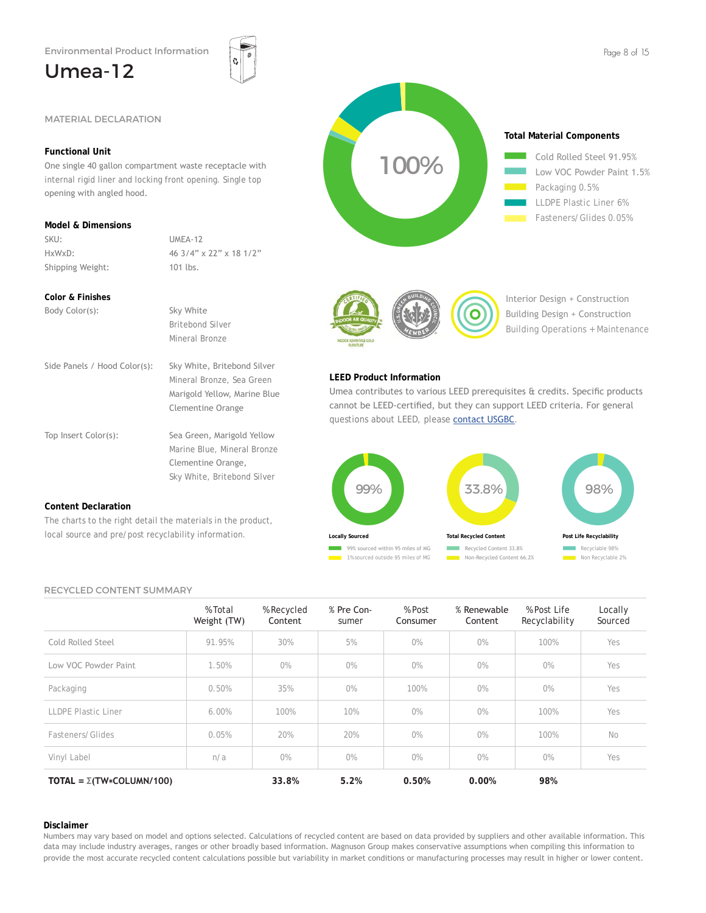Environmental Product Information

# Umea-12

## MATERIAL DECLARATION

### Functional Unit

One single 40 gallon compartment waste receptacle with internal rigid liner and locking front opening. Single top opening with angled hood.

### Model & Dimensions

| | |
|---|---|
| SKU: | UMEA-12 |
| HxWxD: | 46 3/4" x 22" x 18 1/2" |
| Shipping Weight: | 101 lbs. |

### Color & Finishes

| | |
|---|---|
| Body Color(s): | Sky White<br>Britebond Silver<br>Mineral Bronze |
| Side Panels / Hood Color(s): | Sky White, Britebond Silver<br>Mineral Bronze, Sea Green<br>Marigold Yellow, Marine Blue<br>Clementine Orange |
| Top Insert Color(s): | Sea Green, Marigold Yellow<br>Marine Blue, Mineral Bronze<br>Clementine Orange,<br>Sky White, Britebond Silver |

### Content Declaration

The charts to the right detail the materials in the product, local source and pre/post recyclability information.

100%

**Total Material Components**

- Cold Rolled Steel 91.95%
- Low VOC Powder Paint 1.5%
- Packaging 0.5%
- LLDPE Plastic Liner 6%
- Fasteners/Glides 0.05%

CERTIFIED INDOOR AIR QUALITY – INDOOR ADVANTAGE GOLD FURNITURE

U.S. GREEN BUILDING COUNCIL MEMBER

Interior Design + Construction
Building Design + Construction
Building Operations + Maintenance

### LEED Product Information

Umea contributes to various LEED prerequisites & credits. Specific products cannot be LEED-certified, but they can support LEED criteria. For general questions about LEED, please contact USGBC.

**Locally Sourced** – 99%
- 99% sourced within 95 miles of MG
- 1% sourced outside 95 miles of MG

**Total Recycled Content** – 33.8%
- Recycled Content 33.8%
- Non-Recycled Content 66.2%

**Post Life Recyclability** – 98%
- Recyclable 98%
- Non Recyclable 2%

## RECYCLED CONTENT SUMMARY

| | %Total Weight (TW) | %Recycled Content | % Pre Consumer | %Post Consumer | % Renewable Content | %Post Life Recyclability | Locally Sourced |
|---|---|---|---|---|---|---|---|
| Cold Rolled Steel | 91.95% | 30% | 5% | 0% | 0% | 100% | Yes |
| Low VOC Powder Paint | 1.50% | 0% | 0% | 0% | 0% | 0% | Yes |
| Packaging | 0.50% | 35% | 0% | 100% | 0% | 0% | Yes |
| LLDPE Plastic Liner | 6.00% | 100% | 10% | 0% | 0% | 100% | Yes |
| Fasteners/Glides | 0.05% | 20% | 20% | 0% | 0% | 100% | No |
| Vinyl Label | n/a | 0% | 0% | 0% | 0% | 0% | Yes |
| **TOTAL = Σ(TW*COLUMN/100)** | | **33.8%** | **5.2%** | **0.50%** | **0.00%** | **98%** | |

### Disclaimer

Numbers may vary based on model and options selected. Calculations of recycled content are based on data provided by suppliers and other available information. This data may include industry averages, ranges or other broadly based information. Magnuson Group makes conservative assumptions when compiling this information to provide the most accurate recycled content calculations possible but variability in market conditions or manufacturing processes may result in higher or lower content.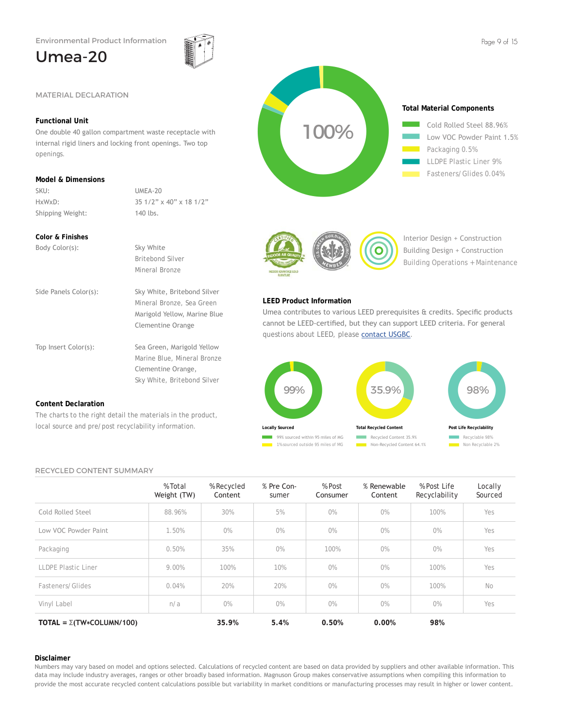Environmental Product Information

# Umea-20

## MATERIAL DECLARATION

### Functional Unit

One double 40 gallon compartment waste receptacle with internal rigid liners and locking front openings. Two top openings.

### Model & Dimensions

| | |
|---|---|
| SKU: | UMEA-20 |
| HxWxD: | 35 1/2" x 40" x 18 1/2" |
| Shipping Weight: | 140 lbs. |

### Color & Finishes

| | |
|---|---|
| Body Color(s): | Sky White<br>Britebond Silver<br>Mineral Bronze |
| Side Panels Color(s): | Sky White, Britebond Silver<br>Mineral Bronze, Sea Green<br>Marigold Yellow, Marine Blue<br>Clementine Orange |
| Top Insert Color(s): | Sea Green, Marigold Yellow<br>Marine Blue, Mineral Bronze<br>Clementine Orange,<br>Sky White, Britebond Silver |

### Content Declaration

The charts to the right detail the materials in the product, local source and pre/post recyclability information.

100%

**Total Material Components**

- Cold Rolled Steel 88.96%
- Low VOC Powder Paint 1.5%
- Packaging 0.5%
- LLDPE Plastic Liner 9%
- Fasteners/Glides 0.04%

Interior Design + Construction
Building Design + Construction
Building Operations + Maintenance

### LEED Product Information

Umea contributes to various LEED prerequisites & credits. Specific products cannot be LEED-certified, but they can support LEED criteria. For general questions about LEED, please contact USGBC.

99%
**Locally Sourced**
- 99% sourced within 95 miles of MG
- 1% sourced outside 95 miles of MG

35.9%
**Total Recycled Content**
- Recycled Content 35.9%
- Non-Recycled Content 64.1%

98%
**Post Life Recyclability**
- Recyclable 98%
- Non Recyclable 2%

## RECYCLED CONTENT SUMMARY

| | %Total Weight (TW) | %Recycled Content | % Pre Consumer | %Post Consumer | % Renewable Content | %Post Life Recyclability | Locally Sourced |
|---|---|---|---|---|---|---|---|
| Cold Rolled Steel | 88.96% | 30% | 5% | 0% | 0% | 100% | Yes |
| Low VOC Powder Paint | 1.50% | 0% | 0% | 0% | 0% | 0% | Yes |
| Packaging | 0.50% | 35% | 0% | 100% | 0% | 0% | Yes |
| LLDPE Plastic Liner | 9.00% | 100% | 10% | 0% | 0% | 100% | Yes |
| Fasteners/Glides | 0.04% | 20% | 20% | 0% | 0% | 100% | No |
| Vinyl Label | n/a | 0% | 0% | 0% | 0% | 0% | Yes |
| **TOTAL = Σ(TW*COLUMN/100)** | | **35.9%** | **5.4%** | **0.50%** | **0.00%** | **98%** | |

### Disclaimer

Numbers may vary based on model and options selected. Calculations of recycled content are based on data provided by suppliers and other available information. This data may include industry averages, ranges or other broadly based information. Magnuson Group makes conservative assumptions when compiling this information to provide the most accurate recycled content calculations possible but variability in market conditions or manufacturing processes may result in higher or lower content.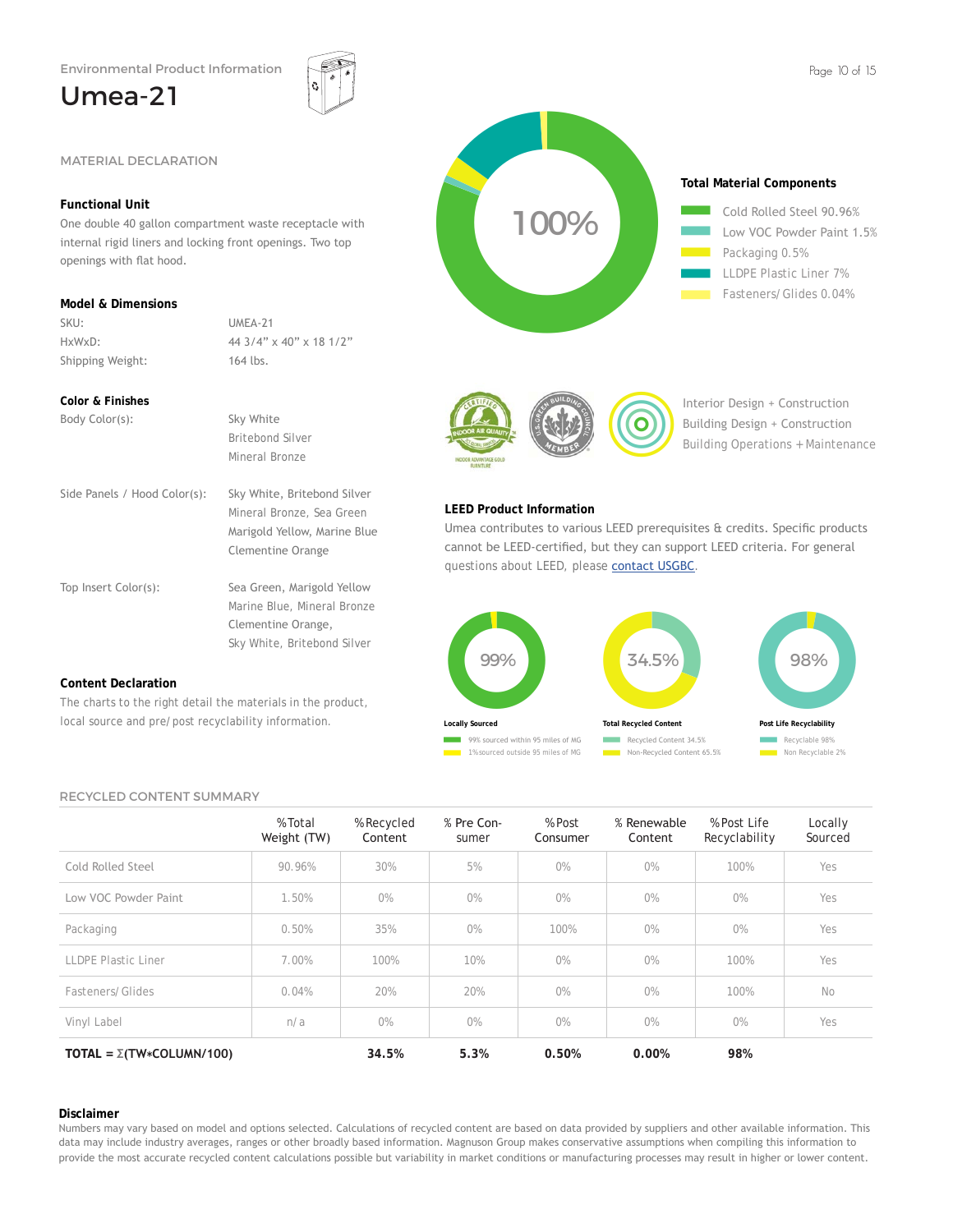Environmental Product Information

# Umea-21

## MATERIAL DECLARATION

### Functional Unit

One double 40 gallon compartment waste receptacle with internal rigid liners and locking front openings. Two top openings with flat hood.

### Model & Dimensions

| | |
|---|---|
| SKU: | UMEA-21 |
| HxWxD: | 44 3/4" x 40" x 18 1/2" |
| Shipping Weight: | 164 lbs. |

### Color & Finishes

| | |
|---|---|
| Body Color(s): | Sky White<br>Britebond Silver<br>Mineral Bronze |
| Side Panels / Hood Color(s): | Sky White, Britebond Silver<br>Mineral Bronze, Sea Green<br>Marigold Yellow, Marine Blue<br>Clementine Orange |
| Top Insert Color(s): | Sea Green, Marigold Yellow<br>Marine Blue, Mineral Bronze<br>Clementine Orange,<br>Sky White, Britebond Silver |

### Content Declaration

The charts to the right detail the materials in the product, local source and pre/post recyclability information.

100%

**Total Material Components**

- Cold Rolled Steel 90.96%
- Low VOC Powder Paint 1.5%
- Packaging 0.5%
- LLDPE Plastic Liner 7%
- Fasteners/Glides 0.04%

Interior Design + Construction
Building Design + Construction
Building Operations + Maintenance

### LEED Product Information

Umea contributes to various LEED prerequisites & credits. Specific products cannot be LEED-certified, but they can support LEED criteria. For general questions about LEED, please contact USGBC.

99% — **Locally Sourced**
- 99% sourced within 95 miles of MG
- 1% sourced outside 95 miles of MG

34.5% — **Total Recycled Content**
- Recycled Content 34.5%
- Non-Recycled Content 65.5%

98% — **Post Life Recyclability**
- Recyclable 98%
- Non Recyclable 2%

## RECYCLED CONTENT SUMMARY

| | %Total Weight (TW) | %Recycled Content | % Pre Consumer | %Post Consumer | % Renewable Content | %Post Life Recyclability | Locally Sourced |
|---|---|---|---|---|---|---|---|
| Cold Rolled Steel | 90.96% | 30% | 5% | 0% | 0% | 100% | Yes |
| Low VOC Powder Paint | 1.50% | 0% | 0% | 0% | 0% | 0% | Yes |
| Packaging | 0.50% | 35% | 0% | 100% | 0% | 0% | Yes |
| LLDPE Plastic Liner | 7.00% | 100% | 10% | 0% | 0% | 100% | Yes |
| Fasteners/Glides | 0.04% | 20% | 20% | 0% | 0% | 100% | No |
| Vinyl Label | n/a | 0% | 0% | 0% | 0% | 0% | Yes |
| **TOTAL = Σ(TW*COLUMN/100)** | | **34.5%** | **5.3%** | **0.50%** | **0.00%** | **98%** | |

### Disclaimer

Numbers may vary based on model and options selected. Calculations of recycled content are based on data provided by suppliers and other available information. This data may include industry averages, ranges or other broadly based information. Magnuson Group makes conservative assumptions when compiling this information to provide the most accurate recycled content calculations possible but variability in market conditions or manufacturing processes may result in higher or lower content.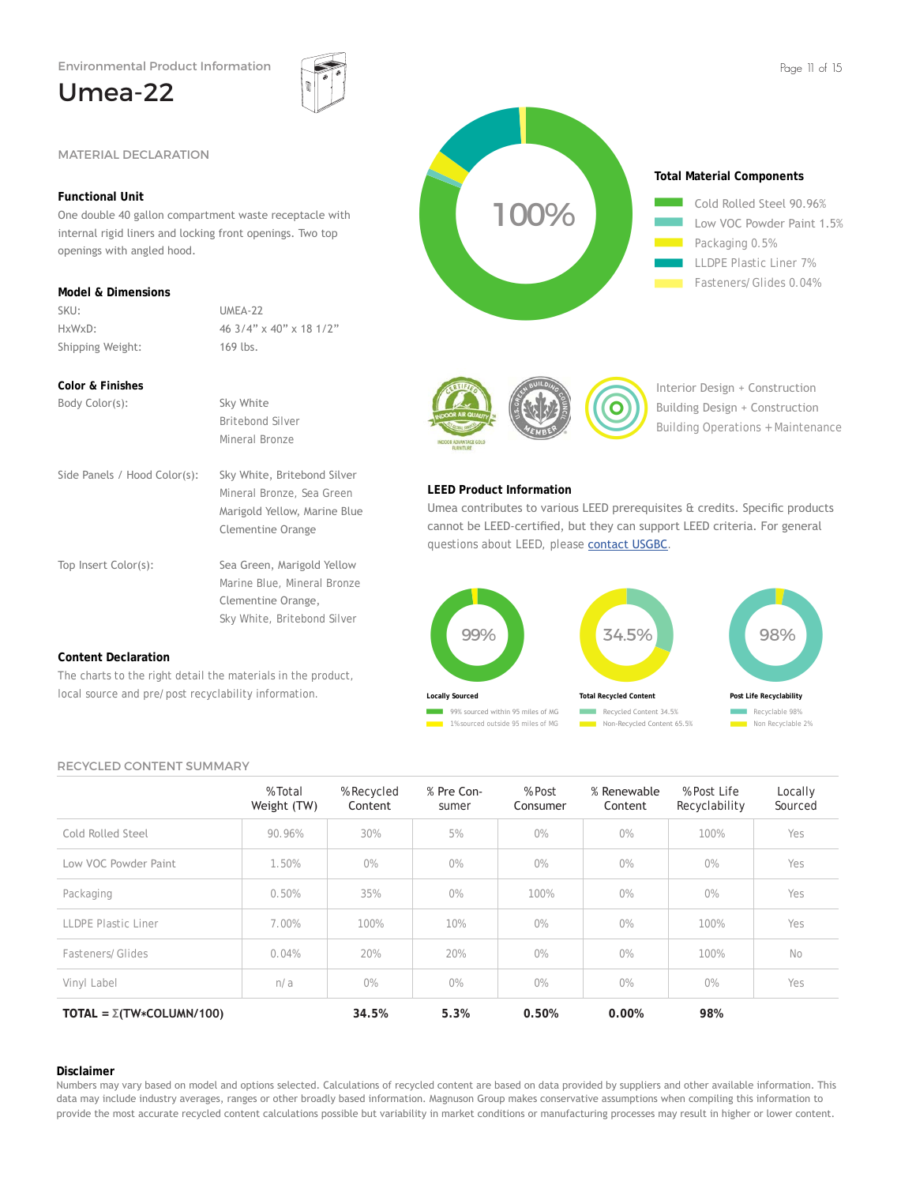Environmental Product Information

# Umea-22

## MATERIAL DECLARATION

### Functional Unit

One double 40 gallon compartment waste receptacle with internal rigid liners and locking front openings. Two top openings with angled hood.

### Model & Dimensions

| | |
|---|---|
| SKU: | UMEA-22 |
| HxWxD: | 46 3/4” x 40” x 18 1/2” |
| Shipping Weight: | 169 lbs. |

### Color & Finishes

| | |
|---|---|
| Body Color(s): | Sky White<br>Britebond Silver<br>Mineral Bronze |
| Side Panels / Hood Color(s): | Sky White, Britebond Silver<br>Mineral Bronze, Sea Green<br>Marigold Yellow, Marine Blue<br>Clementine Orange |
| Top Insert Color(s): | Sea Green, Marigold Yellow<br>Marine Blue, Mineral Bronze<br>Clementine Orange,<br>Sky White, Britebond Silver |

### Content Declaration

The charts to the right detail the materials in the product, local source and pre/post recyclability information.

100%

**Total Material Components**

- Cold Rolled Steel 90.96%
- Low VOC Powder Paint 1.5%
- Packaging 0.5%
- LLDPE Plastic Liner 7%
- Fasteners/Glides 0.04%

Interior Design + Construction
Building Design + Construction
Building Operations + Maintenance

### LEED Product Information

Umea contributes to various LEED prerequisites & credits. Specific products cannot be LEED-certified, but they can support LEED criteria. For general questions about LEED, please contact USGBC.

99% — **Locally Sourced**
- 99% sourced within 95 miles of MG
- 1% sourced outside 95 miles of MG

34.5% — **Total Recycled Content**
- Recycled Content 34.5%
- Non-Recycled Content 65.5%

98% — **Post Life Recyclability**
- Recyclable 98%
- Non Recyclable 2%

## RECYCLED CONTENT SUMMARY

| | %Total Weight (TW) | %Recycled Content | % Pre Consumer | %Post Consumer | % Renewable Content | %Post Life Recyclability | Locally Sourced |
|---|---|---|---|---|---|---|---|
| Cold Rolled Steel | 90.96% | 30% | 5% | 0% | 0% | 100% | Yes |
| Low VOC Powder Paint | 1.50% | 0% | 0% | 0% | 0% | 0% | Yes |
| Packaging | 0.50% | 35% | 0% | 100% | 0% | 0% | Yes |
| LLDPE Plastic Liner | 7.00% | 100% | 10% | 0% | 0% | 100% | Yes |
| Fasteners/Glides | 0.04% | 20% | 20% | 0% | 0% | 100% | No |
| Vinyl Label | n/a | 0% | 0% | 0% | 0% | 0% | Yes |
| **TOTAL = Σ(TW*COLUMN/100)** | | **34.5%** | **5.3%** | **0.50%** | **0.00%** | **98%** | |

### Disclaimer

Numbers may vary based on model and options selected. Calculations of recycled content are based on data provided by suppliers and other available information. This data may include industry averages, ranges or other broadly based information. Magnuson Group makes conservative assumptions when compiling this information to provide the most accurate recycled content calculations possible but variability in market conditions or manufacturing processes may result in higher or lower content.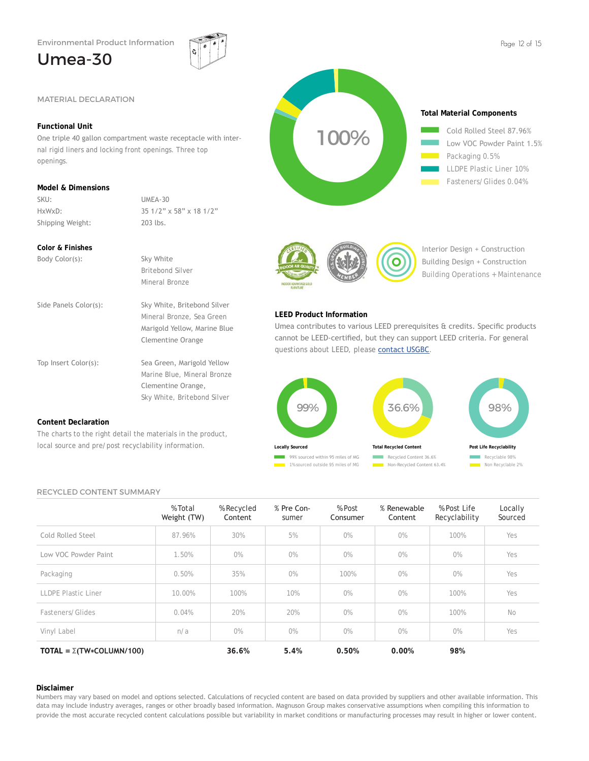Environmental Product Information

# Umea-30

## MATERIAL DECLARATION

### Functional Unit

One triple 40 gallon compartment waste receptacle with internal rigid liners and locking front openings. Three top openings.

### Model & Dimensions

| | |
|---|---|
| SKU: | UMEA-30 |
| HxWxD: | 35 1/2" x 58" x 18 1/2" |
| Shipping Weight: | 203 lbs. |

### Color & Finishes

| | |
|---|---|
| Body Color(s): | Sky White<br>Britebond Silver<br>Mineral Bronze |
| Side Panels Color(s): | Sky White, Britebond Silver<br>Mineral Bronze, Sea Green<br>Marigold Yellow, Marine Blue<br>Clementine Orange |
| Top Insert Color(s): | Sea Green, Marigold Yellow<br>Marine Blue, Mineral Bronze<br>Clementine Orange,<br>Sky White, Britebond Silver |

### Content Declaration

The charts to the right detail the materials in the product, local source and pre/post recyclability information.

100%

### Total Material Components

- Cold Rolled Steel 87.96%
- Low VOC Powder Paint 1.5%
- Packaging 0.5%
- LLDPE Plastic Liner 10%
- Fasteners/Glides 0.04%

CERTIFIED INDOOR AIR QUALITY — INDOOR ADVANTAGE GOLD FURNITURE

U.S. GREEN BUILDING COUNCIL MEMBER

Interior Design + Construction
Building Design + Construction
Building Operations + Maintenance

### LEED Product Information

Umea contributes to various LEED prerequisites & credits. Specific products cannot be LEED-certified, but they can support LEED criteria. For general questions about LEED, please contact USGBC.

**Locally Sourced** — 99%
- 99% sourced within 95 miles of MG
- 1% sourced outside 95 miles of MG

**Total Recycled Content** — 36.6%
- Recycled Content 36.6%
- Non-Recycled Content 63.4%

**Post Life Recyclability** — 98%
- Recyclable 98%
- Non Recyclable 2%

## RECYCLED CONTENT SUMMARY

| | %Total Weight (TW) | %Recycled Content | % Pre Consumer | %Post Consumer | % Renewable Content | %Post Life Recyclability | Locally Sourced |
|---|---|---|---|---|---|---|---|
| Cold Rolled Steel | 87.96% | 30% | 5% | 0% | 0% | 100% | Yes |
| Low VOC Powder Paint | 1.50% | 0% | 0% | 0% | 0% | 0% | Yes |
| Packaging | 0.50% | 35% | 0% | 100% | 0% | 0% | Yes |
| LLDPE Plastic Liner | 10.00% | 100% | 10% | 0% | 0% | 100% | Yes |
| Fasteners/Glides | 0.04% | 20% | 20% | 0% | 0% | 100% | No |
| Vinyl Label | n/a | 0% | 0% | 0% | 0% | 0% | Yes |
| **TOTAL = Σ(TW*COLUMN/100)** | | **36.6%** | **5.4%** | **0.50%** | **0.00%** | **98%** | |

### Disclaimer

Numbers may vary based on model and options selected. Calculations of recycled content are based on data provided by suppliers and other available information. This data may include industry averages, ranges or other broadly based information. Magnuson Group makes conservative assumptions when compiling this information to provide the most accurate recycled content calculations possible but variability in market conditions or manufacturing processes may result in higher or lower content.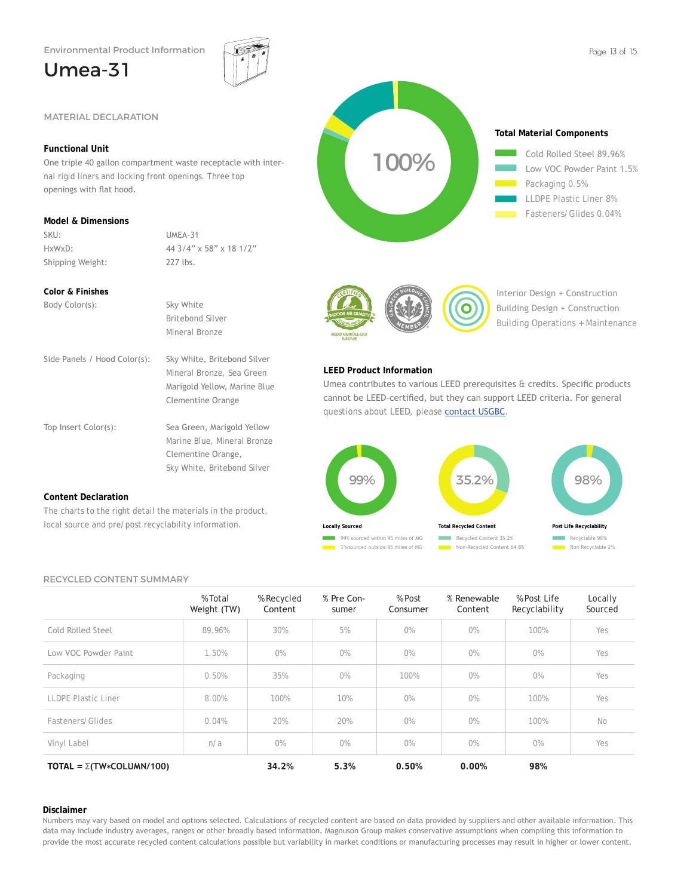Environmental Product Information

# Umea-31

## MATERIAL DECLARATION

### Functional Unit

One triple 40 gallon compartment waste receptacle with internal rigid liners and locking front openings. Three top openings with flat hood.

### Model & Dimensions

| | |
|---|---|
| SKU: | UMEA-31 |
| HxWxD: | 44 3/4" x 58" x 18 1/2" |
| Shipping Weight: | 227 lbs. |

### Color & Finishes

| | |
|---|---|
| Body Color(s): | Sky White<br>Britebond Silver<br>Mineral Bronze |
| Side Panels / Hood Color(s): | Sky White, Britebond Silver<br>Mineral Bronze, Sea Green<br>Marigold Yellow, Marine Blue<br>Clementine Orange |
| Top Insert Color(s): | Sea Green, Marigold Yellow<br>Marine Blue, Mineral Bronze<br>Clementine Orange,<br>Sky White, Britebond Silver |

### Content Declaration

The charts to the right detail the materials in the product, local source and pre/post recyclability information.

100%

**Total Material Components**

- Cold Rolled Steel 89.96%
- Low VOC Powder Paint 1.5%
- Packaging 0.5%
- LLDPE Plastic Liner 8%
- Fasteners/Glides 0.04%

Interior Design + Construction
Building Design + Construction
Building Operations + Maintenance

### LEED Product Information

Umea contributes to various LEED prerequisites & credits. Specific products cannot be LEED-certified, but they can support LEED criteria. For general questions about LEED, please contact USGBC.

**Locally Sourced** — 99%
- 99% sourced within 95 miles of MG
- 1% sourced outside 95 miles of MG

**Total Recycled Content** — 35.2%
- Recycled Content 35.2%
- Non-Recycled Content 64.8%

**Post Life Recyclability** — 98%
- Recyclable 98%
- Non Recyclable 2%

## RECYCLED CONTENT SUMMARY

| | %Total Weight (TW) | %Recycled Content | % Pre Consumer | %Post Consumer | % Renewable Content | %Post Life Recyclability | Locally Sourced |
|---|---|---|---|---|---|---|---|
| Cold Rolled Steel | 89.96% | 30% | 5% | 0% | 0% | 100% | Yes |
| Low VOC Powder Paint | 1.50% | 0% | 0% | 0% | 0% | 0% | Yes |
| Packaging | 0.50% | 35% | 0% | 100% | 0% | 0% | Yes |
| LLDPE Plastic Liner | 8.00% | 100% | 10% | 0% | 0% | 100% | Yes |
| Fasteners/Glides | 0.04% | 20% | 20% | 0% | 0% | 100% | No |
| Vinyl Label | n/a | 0% | 0% | 0% | 0% | 0% | Yes |
| **TOTAL = Σ(TW*COLUMN/100)** | | **34.2%** | **5.3%** | **0.50%** | **0.00%** | **98%** | |

### Disclaimer

Numbers may vary based on model and options selected. Calculations of recycled content are based on data provided by suppliers and other available information. This data may include industry averages, ranges or other broadly based information. Magnuson Group makes conservative assumptions when compiling this information to provide the most accurate recycled content calculations possible but variability in market conditions or manufacturing processes may result in higher or lower content.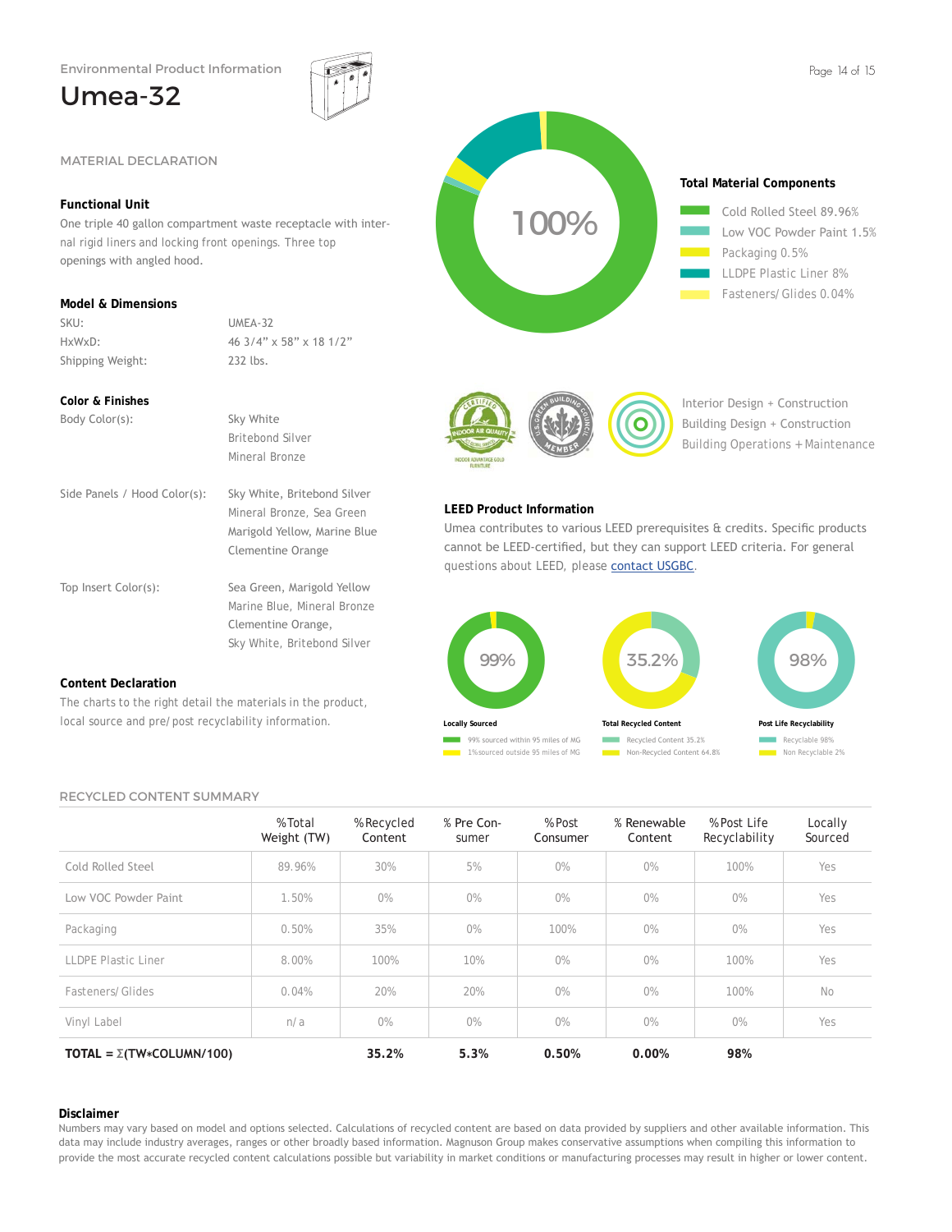Environmental Product Information

# Umea-32

## MATERIAL DECLARATION

### Functional Unit

One triple 40 gallon compartment waste receptacle with internal rigid liners and locking front openings. Three top openings with angled hood.

### Model & Dimensions

| | |
|---|---|
| SKU: | UMEA-32 |
| HxWxD: | 46 3/4" x 58" x 18 1/2" |
| Shipping Weight: | 232 lbs. |

### Color & Finishes

| | |
|---|---|
| Body Color(s): | Sky White<br>Britebond Silver<br>Mineral Bronze |
| Side Panels / Hood Color(s): | Sky White, Britebond Silver<br>Mineral Bronze, Sea Green<br>Marigold Yellow, Marine Blue<br>Clementine Orange |
| Top Insert Color(s): | Sea Green, Marigold Yellow<br>Marine Blue, Mineral Bronze<br>Clementine Orange,<br>Sky White, Britebond Silver |

### Content Declaration

The charts to the right detail the materials in the product, local source and pre/post recyclability information.

100%

**Total Material Components**

- Cold Rolled Steel 89.96%
- Low VOC Powder Paint 1.5%
- Packaging 0.5%
- LLDPE Plastic Liner 8%
- Fasteners/Glides 0.04%

Interior Design + Construction
Building Design + Construction
Building Operations + Maintenance

### LEED Product Information

Umea contributes to various LEED prerequisites & credits. Specific products cannot be LEED-certified, but they can support LEED criteria. For general questions about LEED, please contact USGBC.

**Locally Sourced** — 99%
- 99% sourced within 95 miles of MG
- 1% sourced outside 95 miles of MG

**Total Recycled Content** — 35.2%
- Recycled Content 35.2%
- Non-Recycled Content 64.8%

**Post Life Recyclability** — 98%
- Recyclable 98%
- Non Recyclable 2%

## RECYCLED CONTENT SUMMARY

| | %Total Weight (TW) | %Recycled Content | % Pre Consumer | %Post Consumer | % Renewable Content | %Post Life Recyclability | Locally Sourced |
|---|---|---|---|---|---|---|---|
| Cold Rolled Steel | 89.96% | 30% | 5% | 0% | 0% | 100% | Yes |
| Low VOC Powder Paint | 1.50% | 0% | 0% | 0% | 0% | 0% | Yes |
| Packaging | 0.50% | 35% | 0% | 100% | 0% | 0% | Yes |
| LLDPE Plastic Liner | 8.00% | 100% | 10% | 0% | 0% | 100% | Yes |
| Fasteners/Glides | 0.04% | 20% | 20% | 0% | 0% | 100% | No |
| Vinyl Label | n/a | 0% | 0% | 0% | 0% | 0% | Yes |
| **TOTAL = Σ(TW*COLUMN/100)** | | **35.2%** | **5.3%** | **0.50%** | **0.00%** | **98%** | |

### Disclaimer

Numbers may vary based on model and options selected. Calculations of recycled content are based on data provided by suppliers and other available information. This data may include industry averages, ranges or other broadly based information. Magnuson Group makes conservative assumptions when compiling this information to provide the most accurate recycled content calculations possible but variability in market conditions or manufacturing processes may result in higher or lower content.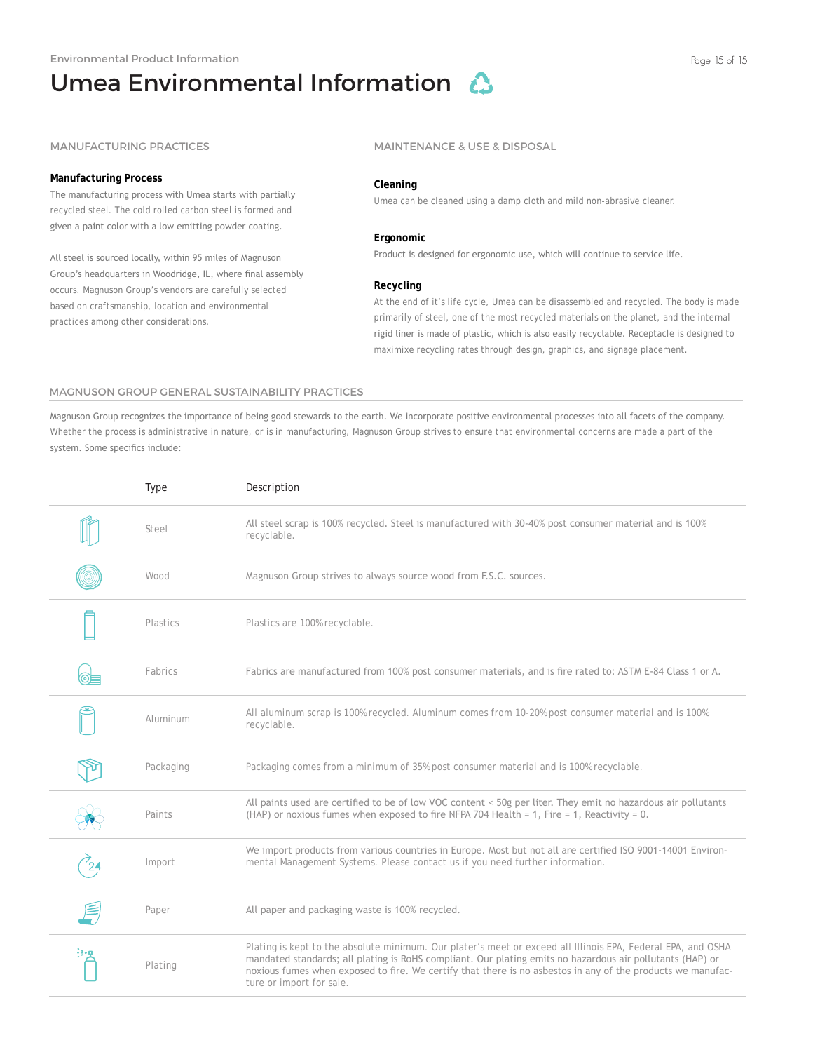Environmental Product Information

# Umea Environmental Information

## MANUFACTURING PRACTICES

### Manufacturing Process

The manufacturing process with Umea starts with partially recycled steel. The cold rolled carbon steel is formed and given a paint color with a low emitting powder coating.

All steel is sourced locally, within 95 miles of Magnuson Group's headquarters in Woodridge, IL, where final assembly occurs. Magnuson Group's vendors are carefully selected based on craftsmanship, location and environmental practices among other considerations.

## MAINTENANCE & USE & DISPOSAL

### Cleaning

Umea can be cleaned using a damp cloth and mild non-abrasive cleaner.

### Ergonomic

Product is designed for ergonomic use, which will continue to service life.

### Recycling

At the end of it's life cycle, Umea can be disassembled and recycled. The body is made primarily of steel, one of the most recycled materials on the planet, and the internal rigid liner is made of plastic, which is also easily recyclable. Receptacle is designed to maximixe recycling rates through design, graphics, and signage placement.

## MAGNUSON GROUP GENERAL SUSTAINABILITY PRACTICES

Magnuson Group recognizes the importance of being good stewards to the earth. We incorporate positive environmental processes into all facets of the company. Whether the process is administrative in nature, or is in manufacturing, Magnuson Group strives to ensure that environmental concerns are made a part of the system. Some specifics include:

| Type | Description |
|---|---|
| Steel | All steel scrap is 100% recycled. Steel is manufactured with 30-40% post consumer material and is 100% recyclable. |
| Wood | Magnuson Group strives to always source wood from F.S.C. sources. |
| Plastics | Plastics are 100% recyclable. |
| Fabrics | Fabrics are manufactured from 100% post consumer materials, and is fire rated to: ASTM E-84 Class 1 or A. |
| Aluminum | All aluminum scrap is 100% recycled. Aluminum comes from 10-20% post consumer material and is 100% recyclable. |
| Packaging | Packaging comes from a minimum of 35% post consumer material and is 100% recyclable. |
| Paints | All paints used are certified to be of low VOC content < 50g per liter. They emit no hazardous air pollutants (HAP) or noxious fumes when exposed to fire NFPA 704 Health = 1, Fire = 1, Reactivity = 0. |
| Import | We import products from various countries in Europe. Most but not all are certified ISO 9001-14001 Environmental Management Systems. Please contact us if you need further information. |
| Paper | All paper and packaging waste is 100% recycled. |
| Plating | Plating is kept to the absolute minimum. Our plater's meet or exceed all Illinois EPA, Federal EPA, and OSHA mandated standards; all plating is RoHS compliant. Our plating emits no hazardous air pollutants (HAP) or noxious fumes when exposed to fire. We certify that there is no asbestos in any of the products we manufacture or import for sale. |